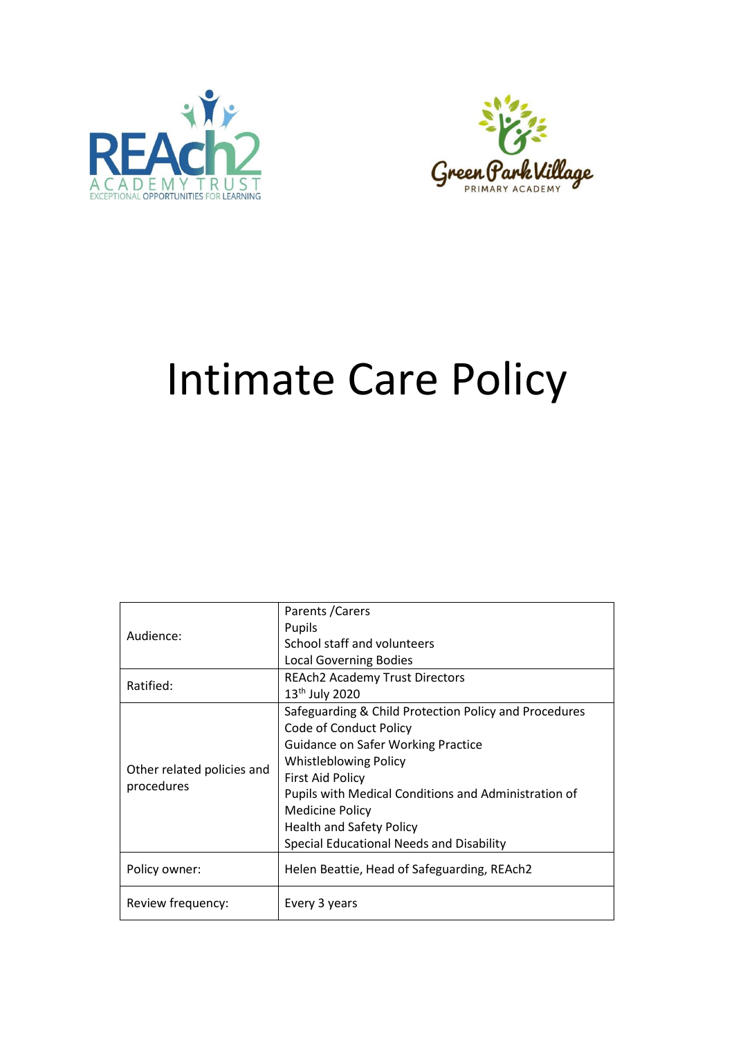# Intimate Care Policy

| | |
|---|---|
| Audience: | Parents /Carers<br>Pupils<br>School staff and volunteers<br>Local Governing Bodies |
| Ratified: | REAch2 Academy Trust Directors<br>13th July 2020 |
| Other related policies and procedures | Safeguarding & Child Protection Policy and Procedures<br>Code of Conduct Policy<br>Guidance on Safer Working Practice<br>Whistleblowing Policy<br>First Aid Policy<br>Pupils with Medical Conditions and Administration of Medicine Policy<br>Health and Safety Policy<br>Special Educational Needs and Disability |
| Policy owner: | Helen Beattie, Head of Safeguarding, REAch2 |
| Review frequency: | Every 3 years |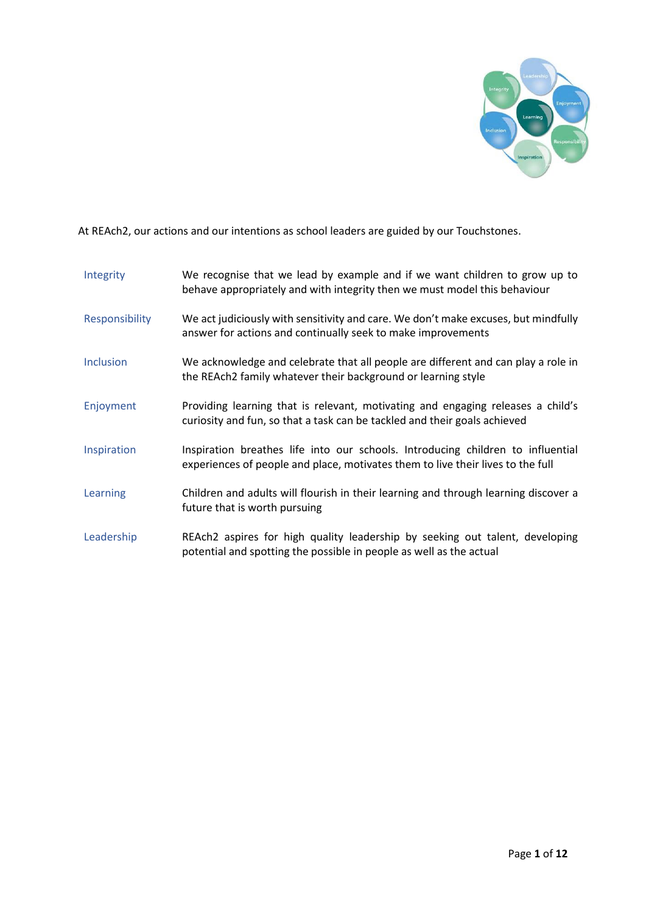At REAch2, our actions and our intentions as school leaders are guided by our Touchstones.

| | |
|---|---|
| Integrity | We recognise that we lead by example and if we want children to grow up to behave appropriately and with integrity then we must model this behaviour |
| Responsibility | We act judiciously with sensitivity and care. We don't make excuses, but mindfully answer for actions and continually seek to make improvements |
| Inclusion | We acknowledge and celebrate that all people are different and can play a role in the REAch2 family whatever their background or learning style |
| Enjoyment | Providing learning that is relevant, motivating and engaging releases a child's curiosity and fun, so that a task can be tackled and their goals achieved |
| Inspiration | Inspiration breathes life into our schools. Introducing children to influential experiences of people and place, motivates them to live their lives to the full |
| Learning | Children and adults will flourish in their learning and through learning discover a future that is worth pursuing |
| Leadership | REAch2 aspires for high quality leadership by seeking out talent, developing potential and spotting the possible in people as well as the actual |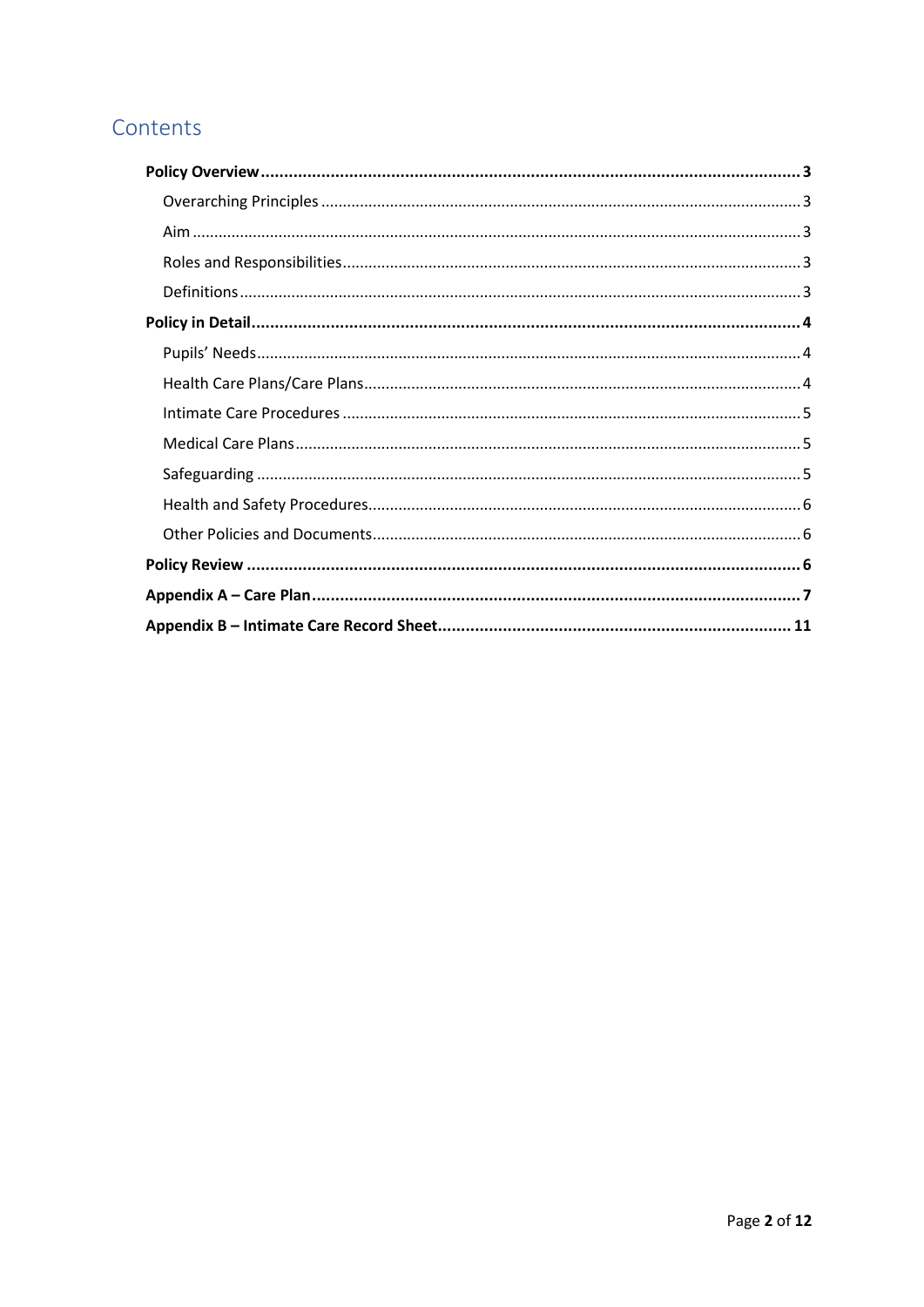## Contents

**Policy Overview** .......... **3**

- Overarching Principles .......... 3
- Aim .......... 3
- Roles and Responsibilities .......... 3
- Definitions .......... 3

**Policy in Detail** .......... **4**

- Pupils' Needs .......... 4
- Health Care Plans/Care Plans .......... 4
- Intimate Care Procedures .......... 5
- Medical Care Plans .......... 5
- Safeguarding .......... 5
- Health and Safety Procedures .......... 6
- Other Policies and Documents .......... 6

**Policy Review** .......... **6**

**Appendix A – Care Plan** .......... **7**

**Appendix B – Intimate Care Record Sheet** .......... **11**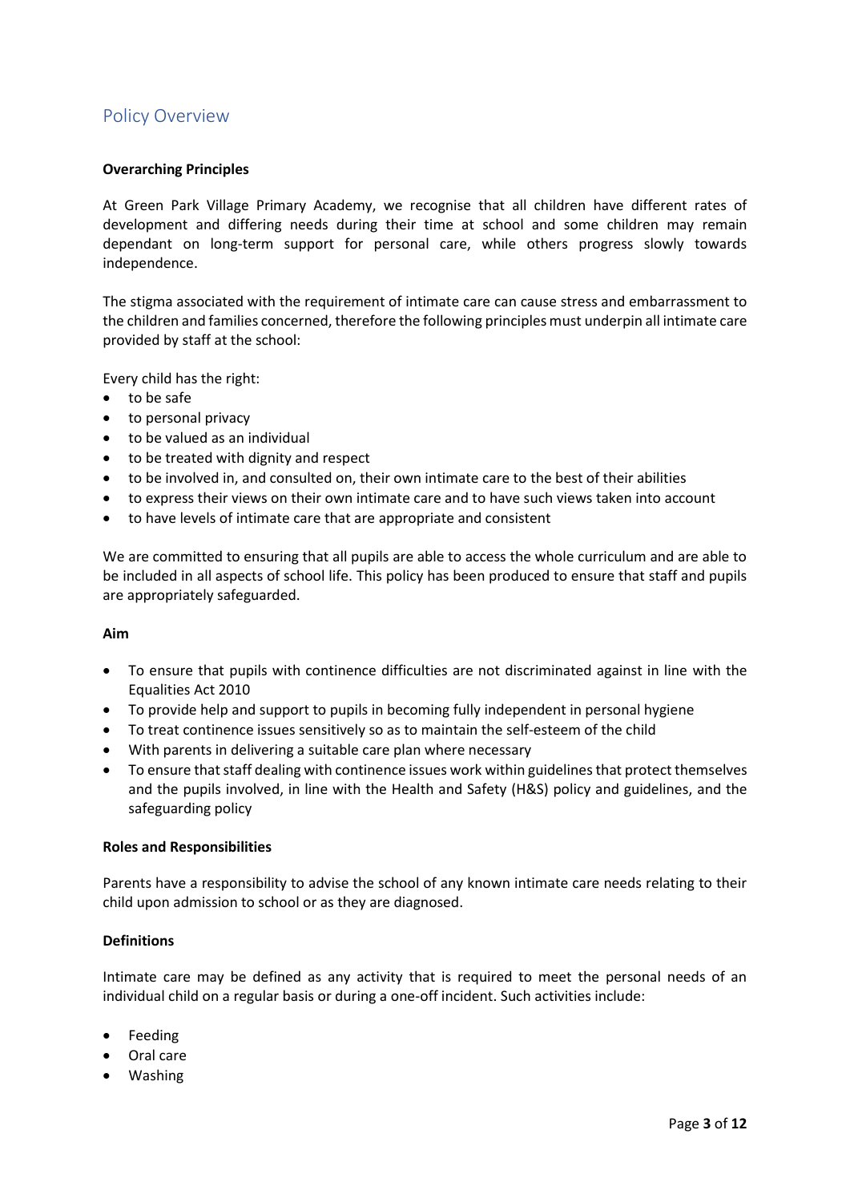## Policy Overview

**Overarching Principles**

At Green Park Village Primary Academy, we recognise that all children have different rates of development and differing needs during their time at school and some children may remain dependant on long-term support for personal care, while others progress slowly towards independence.

The stigma associated with the requirement of intimate care can cause stress and embarrassment to the children and families concerned, therefore the following principles must underpin all intimate care provided by staff at the school:

Every child has the right:

- to be safe
- to personal privacy
- to be valued as an individual
- to be treated with dignity and respect
- to be involved in, and consulted on, their own intimate care to the best of their abilities
- to express their views on their own intimate care and to have such views taken into account
- to have levels of intimate care that are appropriate and consistent

We are committed to ensuring that all pupils are able to access the whole curriculum and are able to be included in all aspects of school life. This policy has been produced to ensure that staff and pupils are appropriately safeguarded.

**Aim**

- To ensure that pupils with continence difficulties are not discriminated against in line with the Equalities Act 2010
- To provide help and support to pupils in becoming fully independent in personal hygiene
- To treat continence issues sensitively so as to maintain the self-esteem of the child
- With parents in delivering a suitable care plan where necessary
- To ensure that staff dealing with continence issues work within guidelines that protect themselves and the pupils involved, in line with the Health and Safety (H&S) policy and guidelines, and the safeguarding policy

**Roles and Responsibilities**

Parents have a responsibility to advise the school of any known intimate care needs relating to their child upon admission to school or as they are diagnosed.

**Definitions**

Intimate care may be defined as any activity that is required to meet the personal needs of an individual child on a regular basis or during a one-off incident. Such activities include:

- Feeding
- Oral care
- Washing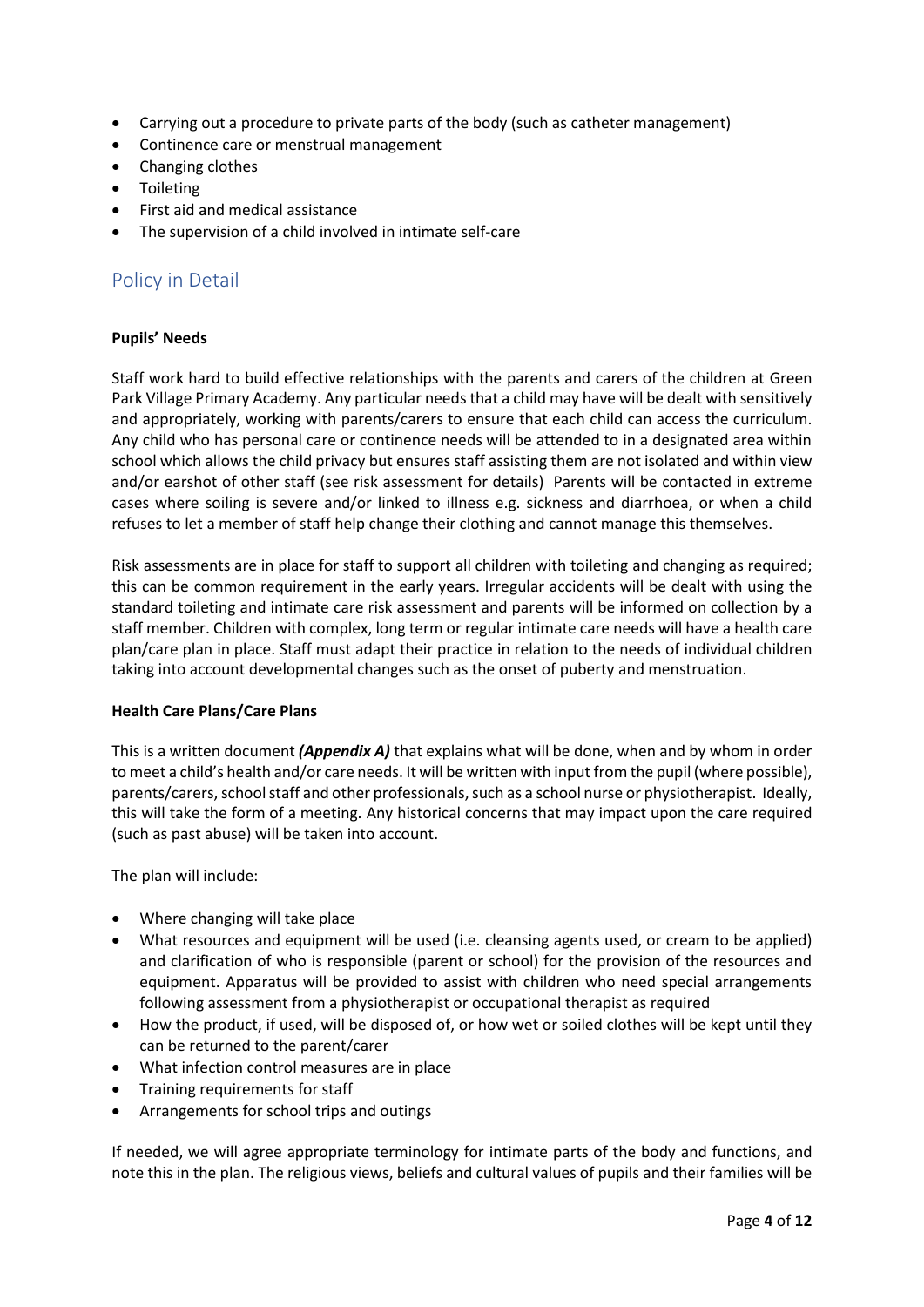- Carrying out a procedure to private parts of the body (such as catheter management)
- Continence care or menstrual management
- Changing clothes
- Toileting
- First aid and medical assistance
- The supervision of a child involved in intimate self-care

## Policy in Detail

**Pupils' Needs**

Staff work hard to build effective relationships with the parents and carers of the children at Green Park Village Primary Academy. Any particular needs that a child may have will be dealt with sensitively and appropriately, working with parents/carers to ensure that each child can access the curriculum. Any child who has personal care or continence needs will be attended to in a designated area within school which allows the child privacy but ensures staff assisting them are not isolated and within view and/or earshot of other staff (see risk assessment for details) Parents will be contacted in extreme cases where soiling is severe and/or linked to illness e.g. sickness and diarrhoea, or when a child refuses to let a member of staff help change their clothing and cannot manage this themselves.

Risk assessments are in place for staff to support all children with toileting and changing as required; this can be common requirement in the early years. Irregular accidents will be dealt with using the standard toileting and intimate care risk assessment and parents will be informed on collection by a staff member. Children with complex, long term or regular intimate care needs will have a health care plan/care plan in place. Staff must adapt their practice in relation to the needs of individual children taking into account developmental changes such as the onset of puberty and menstruation.

**Health Care Plans/Care Plans**

This is a written document ***(Appendix A)*** that explains what will be done, when and by whom in order to meet a child's health and/or care needs. It will be written with input from the pupil (where possible), parents/carers, school staff and other professionals, such as a school nurse or physiotherapist. Ideally, this will take the form of a meeting. Any historical concerns that may impact upon the care required (such as past abuse) will be taken into account.

The plan will include:

- Where changing will take place
- What resources and equipment will be used (i.e. cleansing agents used, or cream to be applied) and clarification of who is responsible (parent or school) for the provision of the resources and equipment. Apparatus will be provided to assist with children who need special arrangements following assessment from a physiotherapist or occupational therapist as required
- How the product, if used, will be disposed of, or how wet or soiled clothes will be kept until they can be returned to the parent/carer
- What infection control measures are in place
- Training requirements for staff
- Arrangements for school trips and outings

If needed, we will agree appropriate terminology for intimate parts of the body and functions, and note this in the plan. The religious views, beliefs and cultural values of pupils and their families will be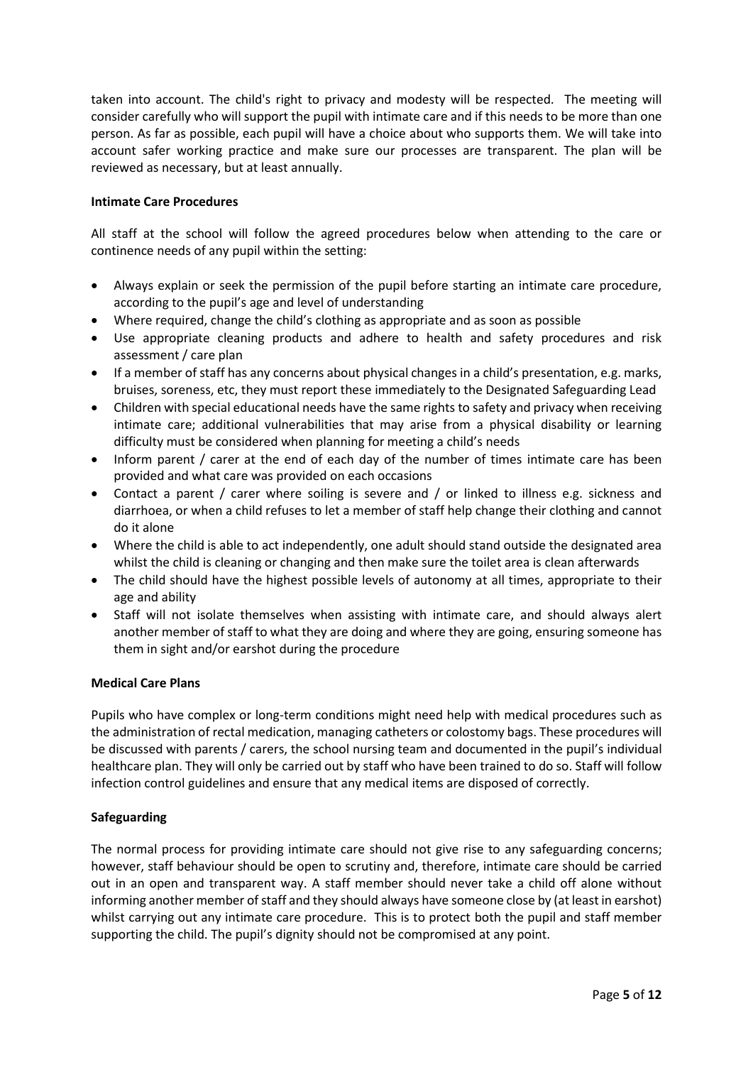taken into account. The child's right to privacy and modesty will be respected. The meeting will consider carefully who will support the pupil with intimate care and if this needs to be more than one person. As far as possible, each pupil will have a choice about who supports them. We will take into account safer working practice and make sure our processes are transparent. The plan will be reviewed as necessary, but at least annually.

**Intimate Care Procedures**

All staff at the school will follow the agreed procedures below when attending to the care or continence needs of any pupil within the setting:

- Always explain or seek the permission of the pupil before starting an intimate care procedure, according to the pupil's age and level of understanding
- Where required, change the child's clothing as appropriate and as soon as possible
- Use appropriate cleaning products and adhere to health and safety procedures and risk assessment / care plan
- If a member of staff has any concerns about physical changes in a child's presentation, e.g. marks, bruises, soreness, etc, they must report these immediately to the Designated Safeguarding Lead
- Children with special educational needs have the same rights to safety and privacy when receiving intimate care; additional vulnerabilities that may arise from a physical disability or learning difficulty must be considered when planning for meeting a child's needs
- Inform parent / carer at the end of each day of the number of times intimate care has been provided and what care was provided on each occasions
- Contact a parent / carer where soiling is severe and / or linked to illness e.g. sickness and diarrhoea, or when a child refuses to let a member of staff help change their clothing and cannot do it alone
- Where the child is able to act independently, one adult should stand outside the designated area whilst the child is cleaning or changing and then make sure the toilet area is clean afterwards
- The child should have the highest possible levels of autonomy at all times, appropriate to their age and ability
- Staff will not isolate themselves when assisting with intimate care, and should always alert another member of staff to what they are doing and where they are going, ensuring someone has them in sight and/or earshot during the procedure

**Medical Care Plans**

Pupils who have complex or long-term conditions might need help with medical procedures such as the administration of rectal medication, managing catheters or colostomy bags. These procedures will be discussed with parents / carers, the school nursing team and documented in the pupil's individual healthcare plan. They will only be carried out by staff who have been trained to do so. Staff will follow infection control guidelines and ensure that any medical items are disposed of correctly.

**Safeguarding**

The normal process for providing intimate care should not give rise to any safeguarding concerns; however, staff behaviour should be open to scrutiny and, therefore, intimate care should be carried out in an open and transparent way. A staff member should never take a child off alone without informing another member of staff and they should always have someone close by (at least in earshot) whilst carrying out any intimate care procedure. This is to protect both the pupil and staff member supporting the child. The pupil's dignity should not be compromised at any point.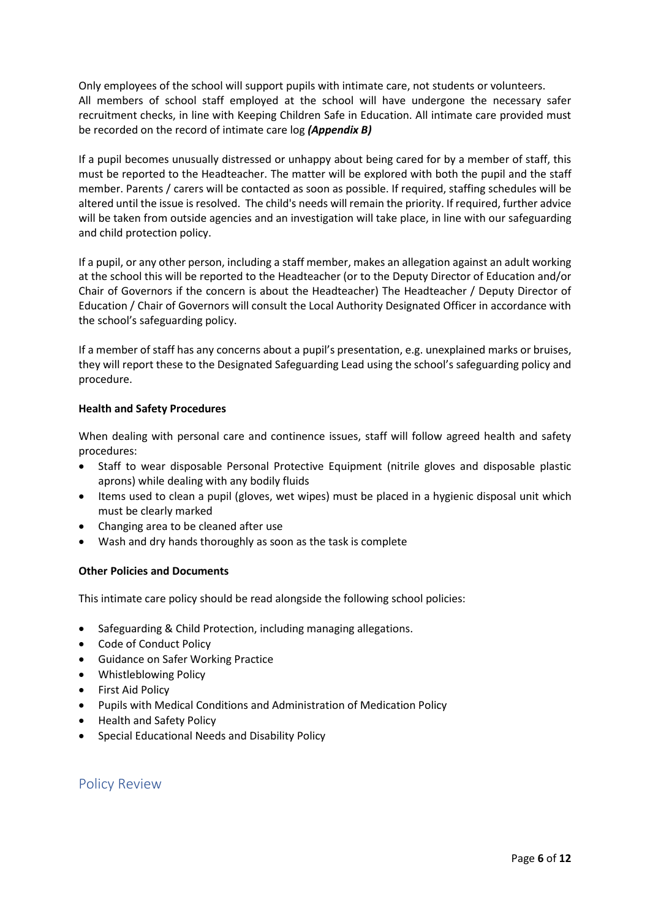Only employees of the school will support pupils with intimate care, not students or volunteers. All members of school staff employed at the school will have undergone the necessary safer recruitment checks, in line with Keeping Children Safe in Education. All intimate care provided must be recorded on the record of intimate care log ***(Appendix B)***

If a pupil becomes unusually distressed or unhappy about being cared for by a member of staff, this must be reported to the Headteacher. The matter will be explored with both the pupil and the staff member. Parents / carers will be contacted as soon as possible. If required, staffing schedules will be altered until the issue is resolved. The child's needs will remain the priority. If required, further advice will be taken from outside agencies and an investigation will take place, in line with our safeguarding and child protection policy.

If a pupil, or any other person, including a staff member, makes an allegation against an adult working at the school this will be reported to the Headteacher (or to the Deputy Director of Education and/or Chair of Governors if the concern is about the Headteacher) The Headteacher / Deputy Director of Education / Chair of Governors will consult the Local Authority Designated Officer in accordance with the school's safeguarding policy.

If a member of staff has any concerns about a pupil's presentation, e.g. unexplained marks or bruises, they will report these to the Designated Safeguarding Lead using the school's safeguarding policy and procedure.

**Health and Safety Procedures**

When dealing with personal care and continence issues, staff will follow agreed health and safety procedures:

- Staff to wear disposable Personal Protective Equipment (nitrile gloves and disposable plastic aprons) while dealing with any bodily fluids
- Items used to clean a pupil (gloves, wet wipes) must be placed in a hygienic disposal unit which must be clearly marked
- Changing area to be cleaned after use
- Wash and dry hands thoroughly as soon as the task is complete

**Other Policies and Documents**

This intimate care policy should be read alongside the following school policies:

- Safeguarding & Child Protection, including managing allegations.
- Code of Conduct Policy
- Guidance on Safer Working Practice
- Whistleblowing Policy
- First Aid Policy
- Pupils with Medical Conditions and Administration of Medication Policy
- Health and Safety Policy
- Special Educational Needs and Disability Policy

## Policy Review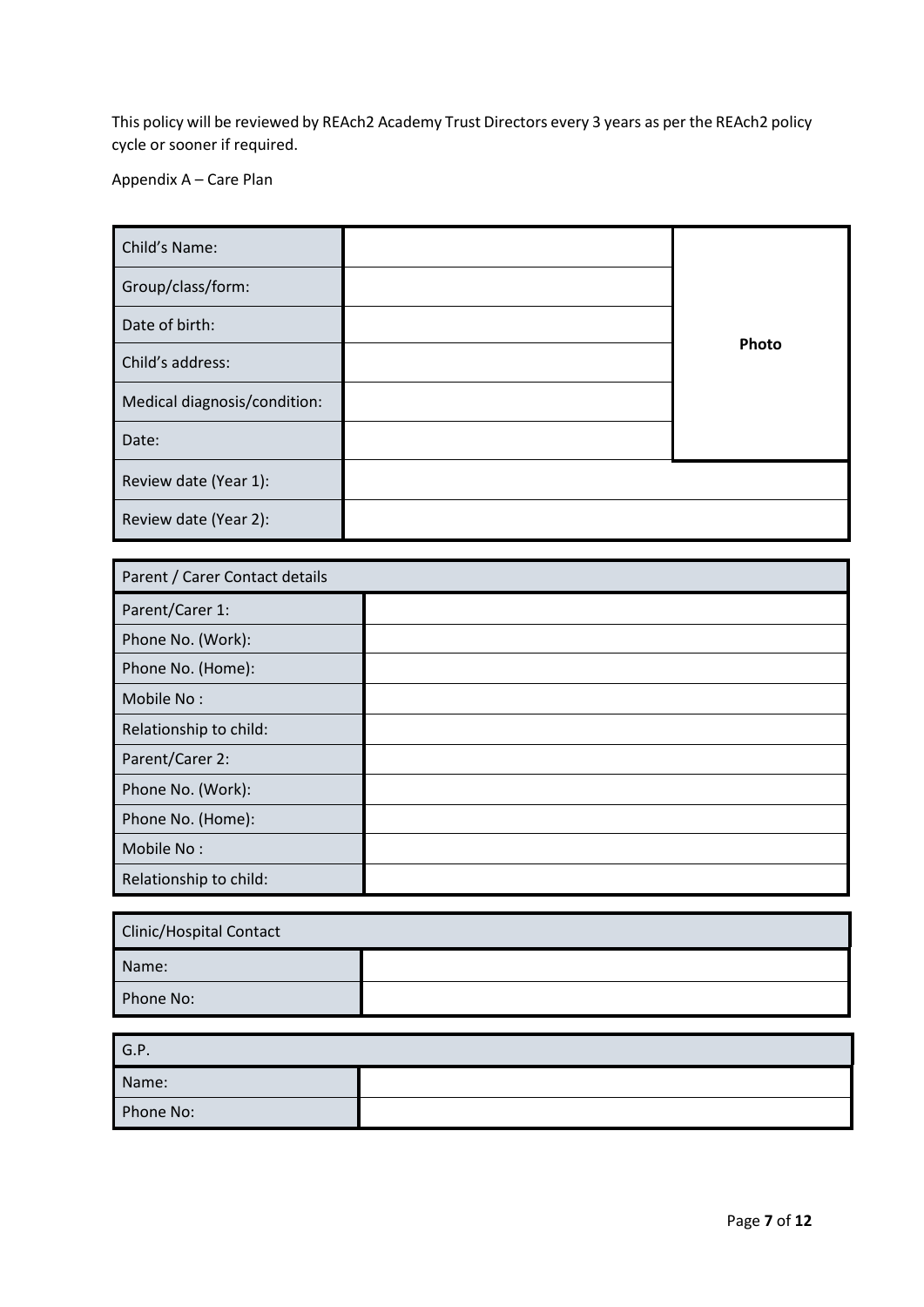This policy will be reviewed by REAch2 Academy Trust Directors every 3 years as per the REAch2 policy cycle or sooner if required.

Appendix A – Care Plan

| Child's Name: | | **Photo** |
|---|---|---|
| Group/class/form: | | |
| Date of birth: | | |
| Child's address: | | |
| Medical diagnosis/condition: | | |
| Date: | | |
| Review date (Year 1): | | |
| Review date (Year 2): | | |

| Parent / Carer Contact details | |
|---|---|
| Parent/Carer 1: | |
| Phone No. (Work): | |
| Phone No. (Home): | |
| Mobile No : | |
| Relationship to child: | |
| Parent/Carer 2: | |
| Phone No. (Work): | |
| Phone No. (Home): | |
| Mobile No : | |
| Relationship to child: | |

| Clinic/Hospital Contact | |
|---|---|
| Name: | |
| Phone No: | |

| G.P. | |
|---|---|
| Name: | |
| Phone No: | |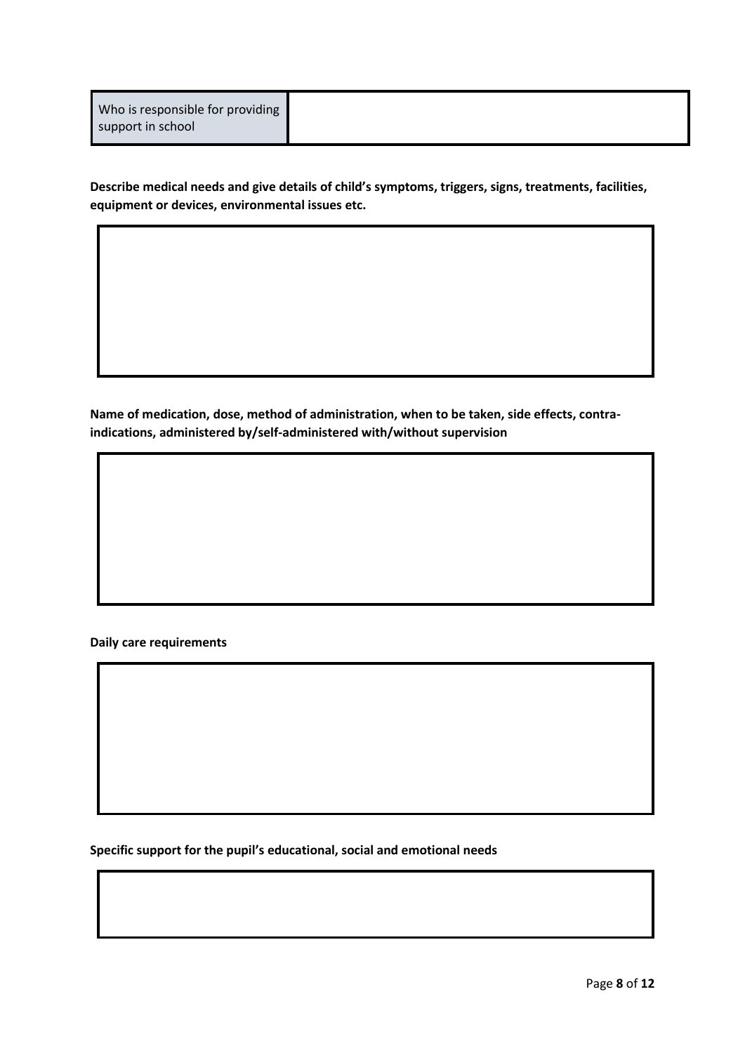| Who is responsible for providing support in school | |
|---|---|

**Describe medical needs and give details of child's symptoms, triggers, signs, treatments, facilities, equipment or devices, environmental issues etc.**

| |
|---|

**Name of medication, dose, method of administration, when to be taken, side effects, contra-indications, administered by/self-administered with/without supervision**

| |
|---|

**Daily care requirements**

| |
|---|

**Specific support for the pupil's educational, social and emotional needs**

| |
|---|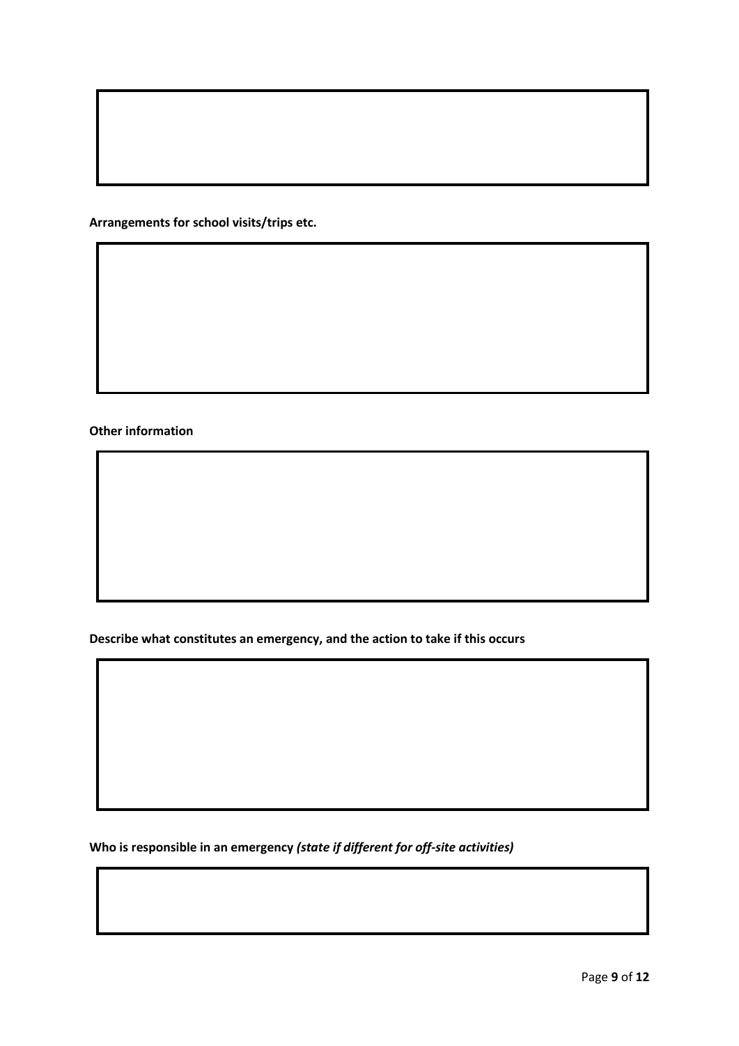**Arrangements for school visits/trips etc.**

**Other information**

**Describe what constitutes an emergency, and the action to take if this occurs**

**Who is responsible in an emergency** ***(state if different for off-site activities)***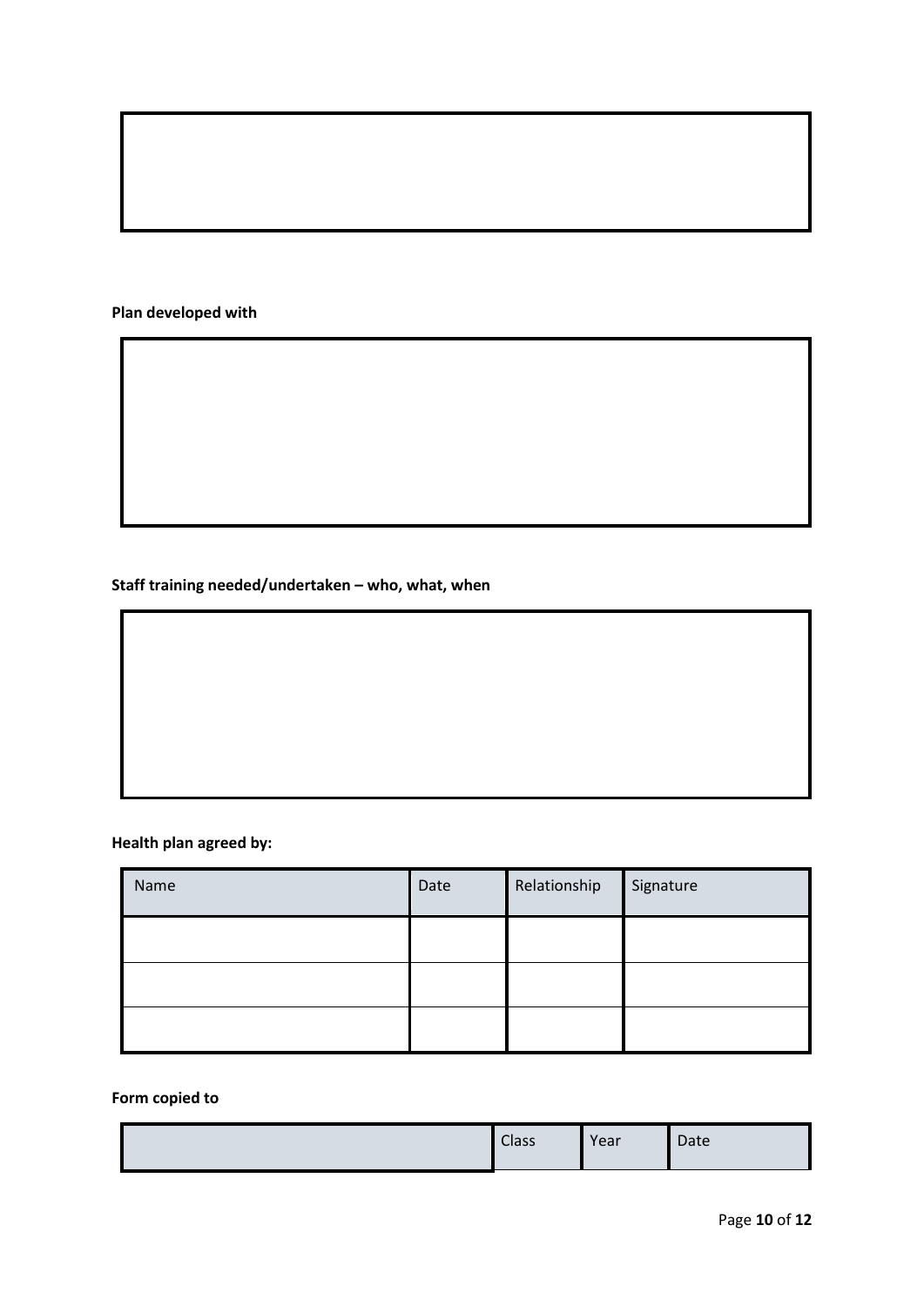**Plan developed with**

**Staff training needed/undertaken – who, what, when**

**Health plan agreed by:**

| Name | Date | Relationship | Signature |
|---|---|---|---|
| | | | |
| | | | |
| | | | |

**Form copied to**

| | Class | Year | Date |
|---|---|---|---|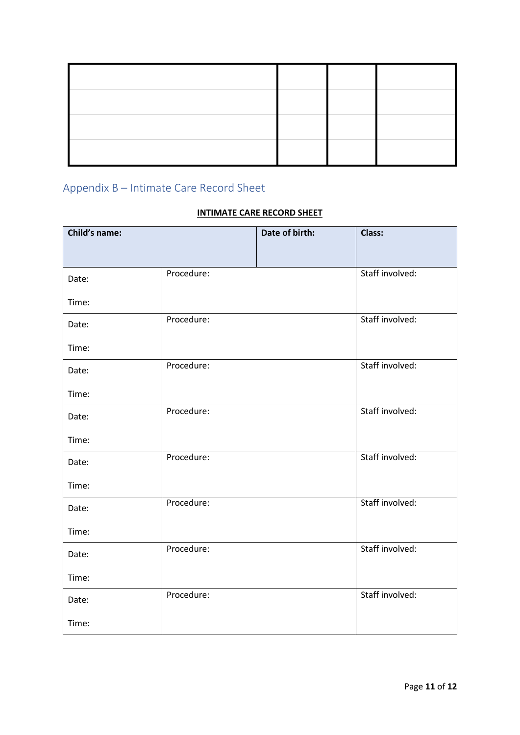| | | | |
|---|---|---|---|
| | | | |
| | | | |
| | | | |
| | | | |

## Appendix B – Intimate Care Record Sheet

**INTIMATE CARE RECORD SHEET**

| **Child's name:** | | **Date of birth:** | **Class:** |
|---|---|---|---|
| Date:<br><br>Time: | Procedure: | | Staff involved: |
| Date:<br><br>Time: | Procedure: | | Staff involved: |
| Date:<br><br>Time: | Procedure: | | Staff involved: |
| Date:<br><br>Time: | Procedure: | | Staff involved: |
| Date:<br><br>Time: | Procedure: | | Staff involved: |
| Date:<br><br>Time: | Procedure: | | Staff involved: |
| Date:<br><br>Time: | Procedure: | | Staff involved: |
| Date:<br><br>Time: | Procedure: | | Staff involved: |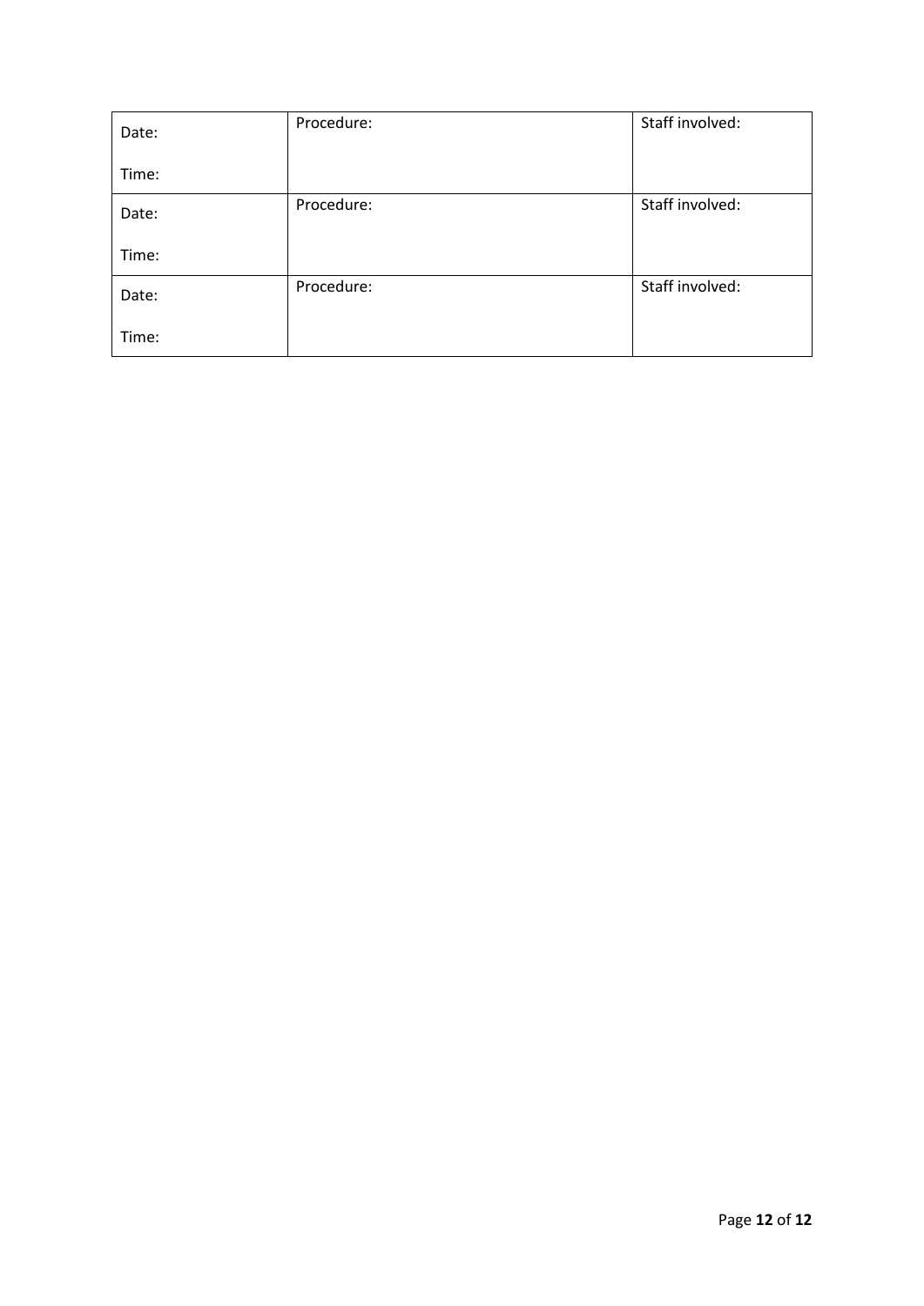| | | |
|---|---|---|
| Date:<br><br>Time: | Procedure: | Staff involved: |
| Date:<br><br>Time: | Procedure: | Staff involved: |
| Date:<br><br>Time: | Procedure: | Staff involved: |